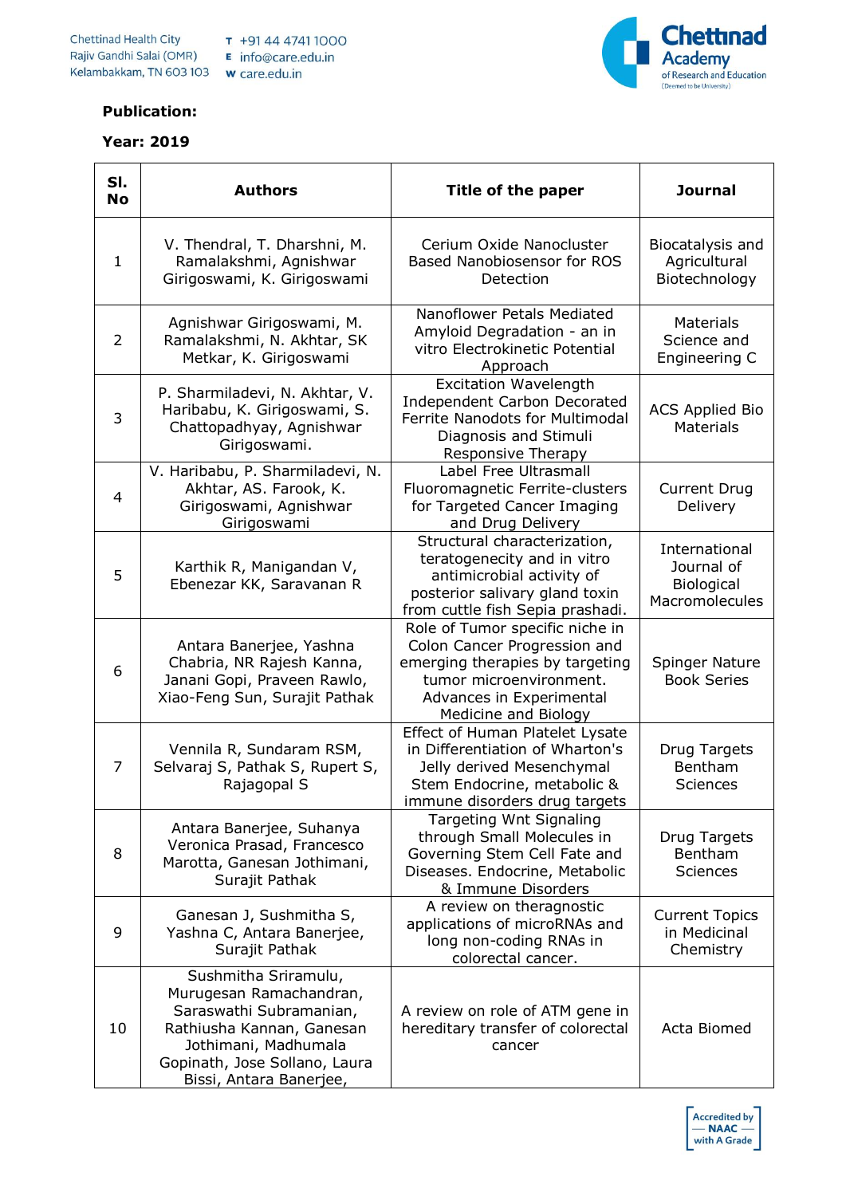**Publication:**

**Year: 2019**

| Sl. No | Authors | Title of the paper | Journal |
|---|---|---|---|
| 1 | V. Thendral, T. Dharshni, M. Ramalakshmi, Agnishwar Girigoswami, K. Girigoswami | Cerium Oxide Nanocluster Based Nanobiosensor for ROS Detection | Biocatalysis and Agricultural Biotechnology |
| 2 | Agnishwar Girigoswami, M. Ramalakshmi, N. Akhtar, SK Metkar, K. Girigoswami | Nanoflower Petals Mediated Amyloid Degradation - an in vitro Electrokinetic Potential Approach | Materials Science and Engineering C |
| 3 | P. Sharmiladevi, N. Akhtar, V. Haribabu, K. Girigoswami, S. Chattopadhyay, Agnishwar Girigoswami. | Excitation Wavelength Independent Carbon Decorated Ferrite Nanodots for Multimodal Diagnosis and Stimuli Responsive Therapy | ACS Applied Bio Materials |
| 4 | V. Haribabu, P. Sharmiladevi, N. Akhtar, AS. Farook, K. Girigoswami, Agnishwar Girigoswami | Label Free Ultrasmall Fluoromagnetic Ferrite-clusters for Targeted Cancer Imaging and Drug Delivery | Current Drug Delivery |
| 5 | Karthik R, Manigandan V, Ebenezar KK, Saravanan R | Structural characterization, teratogenecity and in vitro antimicrobial activity of posterior salivary gland toxin from cuttle fish Sepia prashadi. | International Journal of Biological Macromolecules |
| 6 | Antara Banerjee, Yashna Chabria, NR Rajesh Kanna, Janani Gopi, Praveen Rawlo, Xiao-Feng Sun, Surajit Pathak | Role of Tumor specific niche in Colon Cancer Progression and emerging therapies by targeting tumor microenvironment. Advances in Experimental Medicine and Biology | Spinger Nature Book Series |
| 7 | Vennila R, Sundaram RSM, Selvaraj S, Pathak S, Rupert S, Rajagopal S | Effect of Human Platelet Lysate in Differentiation of Wharton's Jelly derived Mesenchymal Stem Endocrine, metabolic & immune disorders drug targets | Drug Targets Bentham Sciences |
| 8 | Antara Banerjee, Suhanya Veronica Prasad, Francesco Marotta, Ganesan Jothimani, Surajit Pathak | Targeting Wnt Signaling through Small Molecules in Governing Stem Cell Fate and Diseases. Endocrine, Metabolic & Immune Disorders | Drug Targets Bentham Sciences |
| 9 | Ganesan J, Sushmitha S, Yashna C, Antara Banerjee, Surajit Pathak | A review on theragnostic applications of microRNAs and long non-coding RNAs in colorectal cancer. | Current Topics in Medicinal Chemistry |
| 10 | Sushmitha Sriramulu, Murugesan Ramachandran, Saraswathi Subramanian, Rathiusha Kannan, Ganesan Jothimani, Madhumala Gopinath, Jose Sollano, Laura Bissi, Antara Banerjee, | A review on role of ATM gene in hereditary transfer of colorectal cancer | Acta Biomed |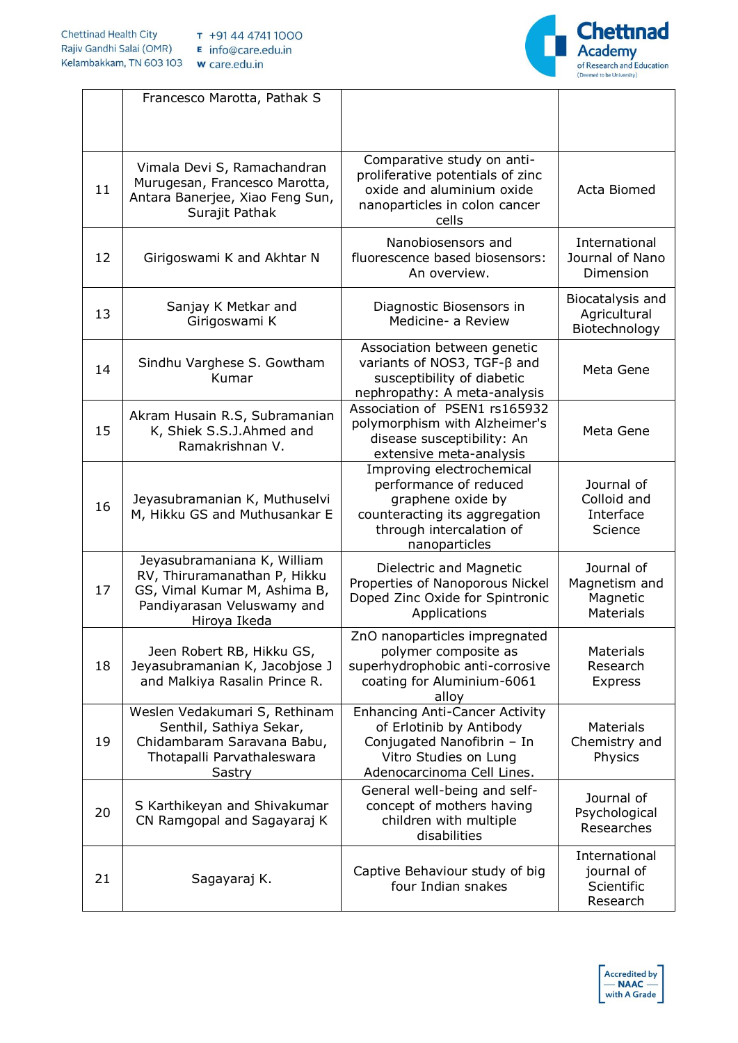| | Francesco Marotta, Pathak S | | |
|---|---|---|---|
| 11 | Vimala Devi S, Ramachandran Murugesan, Francesco Marotta, Antara Banerjee, Xiao Feng Sun, Surajit Pathak | Comparative study on anti-proliferative potentials of zinc oxide and aluminium oxide nanoparticles in colon cancer cells | Acta Biomed |
| 12 | Girigoswami K and Akhtar N | Nanobiosensors and fluorescence based biosensors: An overview. | International Journal of Nano Dimension |
| 13 | Sanjay K Metkar and Girigoswami K | Diagnostic Biosensors in Medicine- a Review | Biocatalysis and Agricultural Biotechnology |
| 14 | Sindhu Varghese S. Gowtham Kumar | Association between genetic variants of NOS3, TGF-β and susceptibility of diabetic nephropathy: A meta-analysis | Meta Gene |
| 15 | Akram Husain R.S, Subramanian K, Shiek S.S.J.Ahmed and Ramakrishnan V. | Association of PSEN1 rs165932 polymorphism with Alzheimer's disease susceptibility: An extensive meta-analysis | Meta Gene |
| 16 | Jeyasubramanian K, Muthuselvi M, Hikku GS and Muthusankar E | Improving electrochemical performance of reduced graphene oxide by counteracting its aggregation through intercalation of nanoparticles | Journal of Colloid and Interface Science |
| 17 | Jeyasubramaniana K, William RV, Thiruramanathan P, Hikku GS, Vimal Kumar M, Ashima B, Pandiyarasan Veluswamy and Hiroya Ikeda | Dielectric and Magnetic Properties of Nanoporous Nickel Doped Zinc Oxide for Spintronic Applications | Journal of Magnetism and Magnetic Materials |
| 18 | Jeen Robert RB, Hikku GS, Jeyasubramanian K, Jacobjose J and Malkiya Rasalin Prince R. | ZnO nanoparticles impregnated polymer composite as superhydrophobic anti-corrosive coating for Aluminium-6061 alloy | Materials Research Express |
| 19 | Weslen Vedakumari S, Rethinam Senthil, Sathiya Sekar, Chidambaram Saravana Babu, Thotapalli Parvathaleswara Sastry | Enhancing Anti-Cancer Activity of Erlotinib by Antibody Conjugated Nanofibrin – In Vitro Studies on Lung Adenocarcinoma Cell Lines. | Materials Chemistry and Physics |
| 20 | S Karthikeyan and Shivakumar CN Ramgopal and Sagayaraj K | General well-being and self-concept of mothers having children with multiple disabilities | Journal of Psychological Researches |
| 21 | Sagayaraj K. | Captive Behaviour study of big four Indian snakes | International journal of Scientific Research |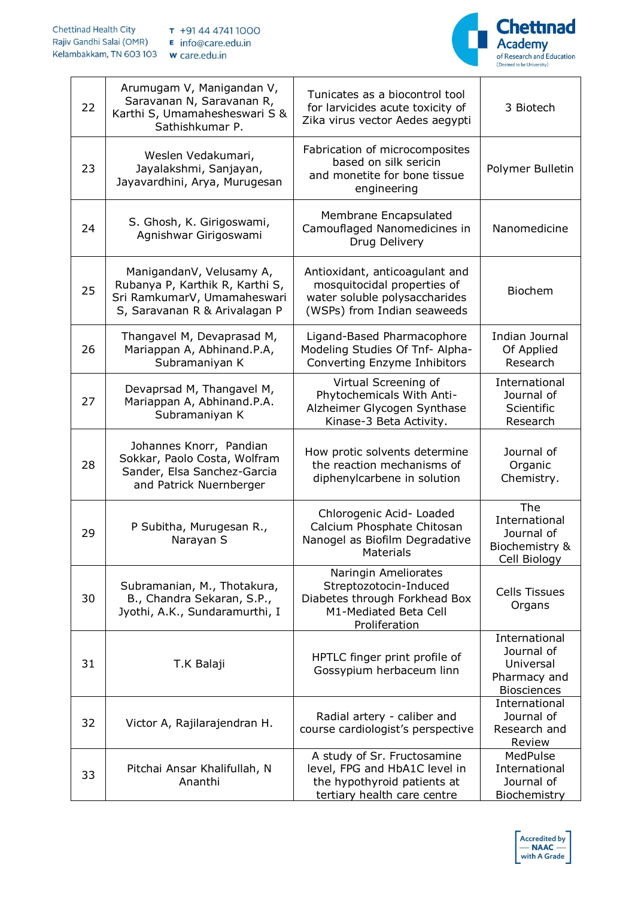| 22 | Arumugam V, Manigandan V, Saravanan N, Saravanan R, Karthi S, Umamaheswari S & Sathishkumar P. | Tunicates as a biocontrol tool for larvicides acute toxicity of Zika virus vector Aedes aegypti | 3 Biotech |
|---|---|---|---|
| 23 | Weslen Vedakumari, Jayalakshmi, Sanjayan, Jayavardhini, Arya, Murugesan | Fabrication of microcomposites based on silk sericin and monetite for bone tissue engineering | Polymer Bulletin |
| 24 | S. Ghosh, K. Girigoswami, Agnishwar Girigoswami | Membrane Encapsulated Camouflaged Nanomedicines in Drug Delivery | Nanomedicine |
| 25 | ManigandanV, Velusamy A, Rubanya P, Karthik R, Karthi S, Sri RamkumarV, Umamaheswari S, Saravanan R & Arivalagan P | Antioxidant, anticoagulant and mosquitocidal properties of water soluble polysaccharides (WSPs) from Indian seaweeds | Biochem |
| 26 | Thangavel M, Devaprasad M, Mariappan A, Abhinand.P.A, Subramaniyan K | Ligand-Based Pharmacophore Modeling Studies Of Tnf- Alpha-Converting Enzyme Inhibitors | Indian Journal Of Applied Research |
| 27 | Devaprsad M, Thangavel M, Mariappan A, Abhinand.P.A. Subramaniyan K | Virtual Screening of Phytochemicals With Anti-Alzheimer Glycogen Synthase Kinase-3 Beta Activity. | International Journal of Scientific Research |
| 28 | Johannes Knorr, Pandian Sokkar, Paolo Costa, Wolfram Sander, Elsa Sanchez-Garcia and Patrick Nuernberger | How protic solvents determine the reaction mechanisms of diphenylcarbene in solution | Journal of Organic Chemistry. |
| 29 | P Subitha, Murugesan R., Narayan S | Chlorogenic Acid- Loaded Calcium Phosphate Chitosan Nanogel as Biofilm Degradative Materials | The International Journal of Biochemistry & Cell Biology |
| 30 | Subramanian, M., Thotakura, B., Chandra Sekaran, S.P., Jyothi, A.K., Sundaramurthi, I | Naringin Ameliorates Streptozotocin-Induced Diabetes through Forkhead Box M1-Mediated Beta Cell Proliferation | Cells Tissues Organs |
| 31 | T.K Balaji | HPTLC finger print profile of Gossypium herbaceum linn | International Journal of Universal Pharmacy and Biosciences |
| 32 | Victor A, Rajilarajendran H. | Radial artery - caliber and course cardiologist's perspective | International Journal of Research and Review |
| 33 | Pitchai Ansar Khalifullah, N Ananthi | A study of Sr. Fructosamine level, FPG and HbA1C level in the hypothyroid patients at tertiary health care centre | MedPulse International Journal of Biochemistry |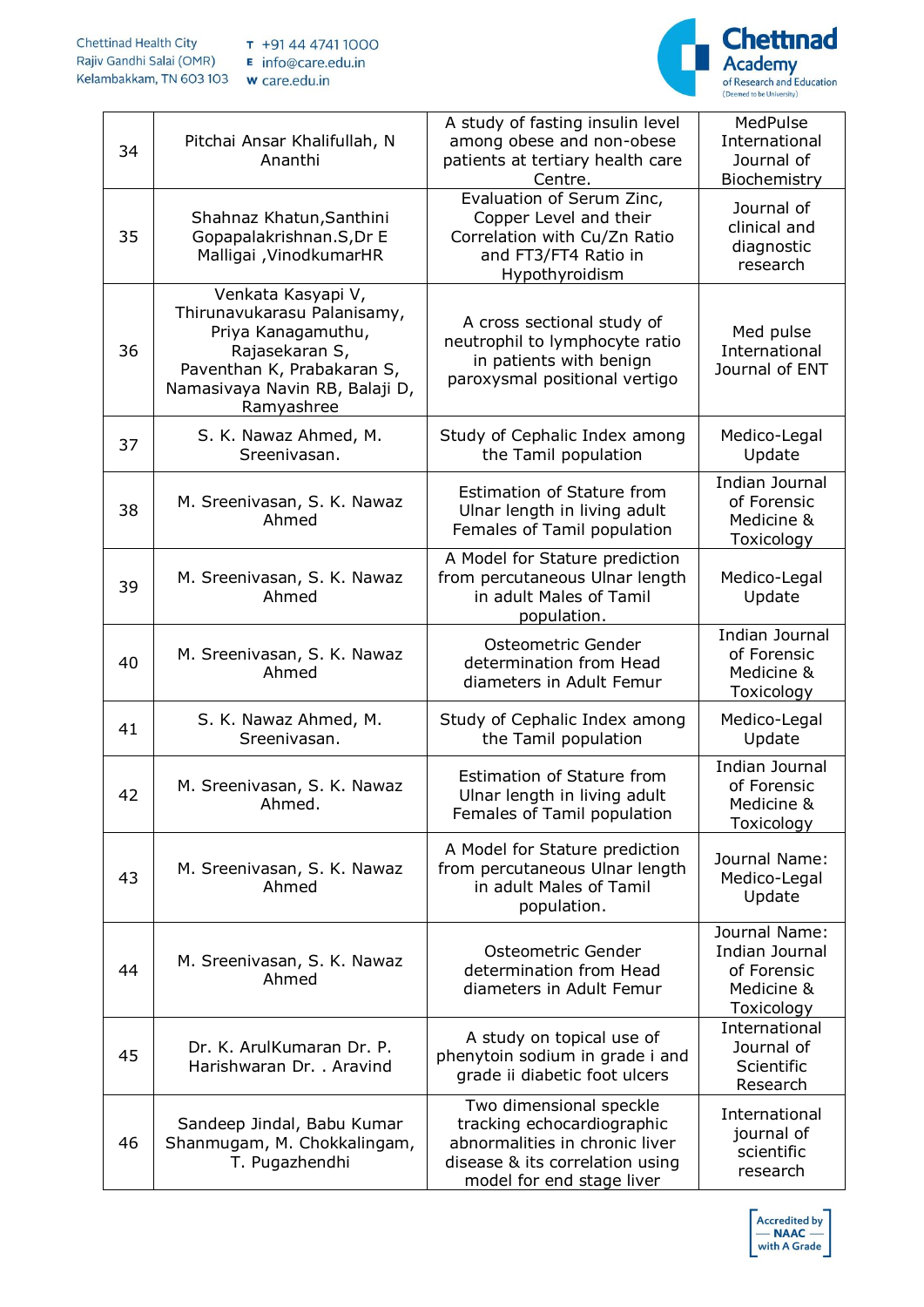| 34 | Pitchai Ansar Khalifullah, N Ananthi | A study of fasting insulin level among obese and non-obese patients at tertiary health care Centre. | MedPulse International Journal of Biochemistry |
|---|---|---|---|
| 35 | Shahnaz Khatun,Santhini Gopapalakrishnan.S,Dr E Malligai ,VinodkumarHR | Evaluation of Serum Zinc, Copper Level and their Correlation with Cu/Zn Ratio and FT3/FT4 Ratio in Hypothyroidism | Journal of clinical and diagnostic research |
| 36 | Venkata Kasyapi V, Thirunavukarasu Palanisamy, Priya Kanagamuthu, Rajasekaran S, Paventhan K, Prabakaran S, Namasivaya Navin RB, Balaji D, Ramyashree | A cross sectional study of neutrophil to lymphocyte ratio in patients with benign paroxysmal positional vertigo | Med pulse International Journal of ENT |
| 37 | S. K. Nawaz Ahmed, M. Sreenivasan. | Study of Cephalic Index among the Tamil population | Medico-Legal Update |
| 38 | M. Sreenivasan, S. K. Nawaz Ahmed | Estimation of Stature from Ulnar length in living adult Females of Tamil population | Indian Journal of Forensic Medicine & Toxicology |
| 39 | M. Sreenivasan, S. K. Nawaz Ahmed | A Model for Stature prediction from percutaneous Ulnar length in adult Males of Tamil population. | Medico-Legal Update |
| 40 | M. Sreenivasan, S. K. Nawaz Ahmed | Osteometric Gender determination from Head diameters in Adult Femur | Indian Journal of Forensic Medicine & Toxicology |
| 41 | S. K. Nawaz Ahmed, M. Sreenivasan. | Study of Cephalic Index among the Tamil population | Medico-Legal Update |
| 42 | M. Sreenivasan, S. K. Nawaz Ahmed. | Estimation of Stature from Ulnar length in living adult Females of Tamil population | Indian Journal of Forensic Medicine & Toxicology |
| 43 | M. Sreenivasan, S. K. Nawaz Ahmed | A Model for Stature prediction from percutaneous Ulnar length in adult Males of Tamil population. | Journal Name: Medico-Legal Update |
| 44 | M. Sreenivasan, S. K. Nawaz Ahmed | Osteometric Gender determination from Head diameters in Adult Femur | Journal Name: Indian Journal of Forensic Medicine & Toxicology |
| 45 | Dr. K. ArulKumaran Dr. P. Harishwaran Dr. . Aravind | A study on topical use of phenytoin sodium in grade i and grade ii diabetic foot ulcers | International Journal of Scientific Research |
| 46 | Sandeep Jindal, Babu Kumar Shanmugam, M. Chokkalingam, T. Pugazhendhi | Two dimensional speckle tracking echocardiographic abnormalities in chronic liver disease & its correlation using model for end stage liver | International journal of scientific research |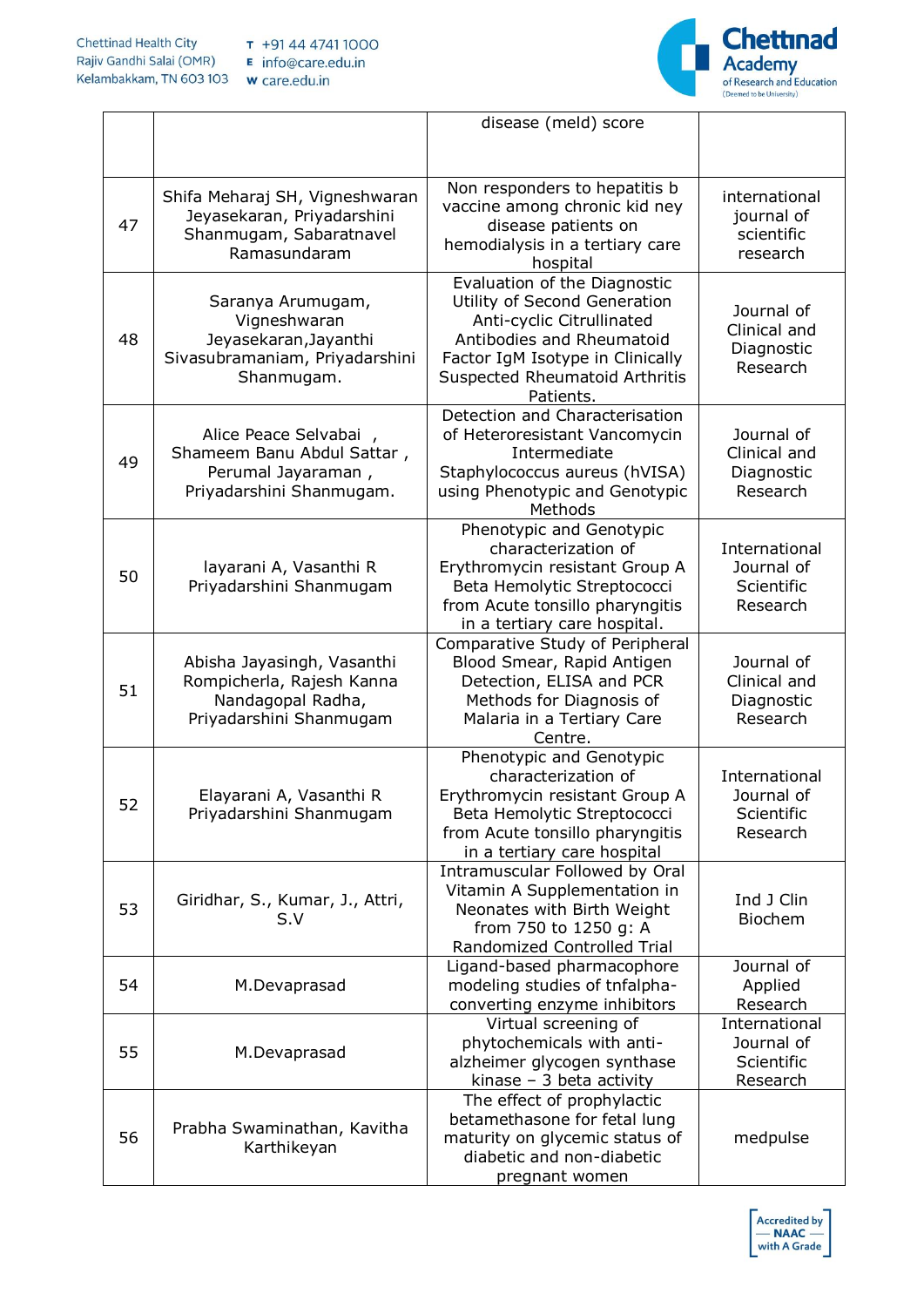| | | disease (meld) score | |
|---|---|---|---|
| 47 | Shifa Meharaj SH, Vigneshwaran Jeyasekaran, Priyadarshini Shanmugam, Sabaratnavel Ramasundaram | Non responders to hepatitis b vaccine among chronic kid ney disease patients on hemodialysis in a tertiary care hospital | international journal of scientific research |
| 48 | Saranya Arumugam, Vigneshwaran Jeyasekaran,Jayanthi Sivasubramaniam, Priyadarshini Shanmugam. | Evaluation of the Diagnostic Utility of Second Generation Anti-cyclic Citrullinated Antibodies and Rheumatoid Factor IgM Isotype in Clinically Suspected Rheumatoid Arthritis Patients. | Journal of Clinical and Diagnostic Research |
| 49 | Alice Peace Selvabai , Shameem Banu Abdul Sattar , Perumal Jayaraman , Priyadarshini Shanmugam. | Detection and Characterisation of Heteroresistant Vancomycin Intermediate Staphylococcus aureus (hVISA) using Phenotypic and Genotypic Methods | Journal of Clinical and Diagnostic Research |
| 50 | layarani A, Vasanthi R Priyadarshini Shanmugam | Phenotypic and Genotypic characterization of Erythromycin resistant Group A Beta Hemolytic Streptococci from Acute tonsillo pharyngitis in a tertiary care hospital. | International Journal of Scientific Research |
| 51 | Abisha Jayasingh, Vasanthi Rompicherla, Rajesh Kanna Nandagopal Radha, Priyadarshini Shanmugam | Comparative Study of Peripheral Blood Smear, Rapid Antigen Detection, ELISA and PCR Methods for Diagnosis of Malaria in a Tertiary Care Centre. | Journal of Clinical and Diagnostic Research |
| 52 | Elayarani A, Vasanthi R Priyadarshini Shanmugam | Phenotypic and Genotypic characterization of Erythromycin resistant Group A Beta Hemolytic Streptococci from Acute tonsillo pharyngitis in a tertiary care hospital | International Journal of Scientific Research |
| 53 | Giridhar, S., Kumar, J., Attri, S.V | Intramuscular Followed by Oral Vitamin A Supplementation in Neonates with Birth Weight from 750 to 1250 g: A Randomized Controlled Trial | Ind J Clin Biochem |
| 54 | M.Devaprasad | Ligand-based pharmacophore modeling studies of tnfalpha-converting enzyme inhibitors | Journal of Applied Research |
| 55 | M.Devaprasad | Virtual screening of phytochemicals with anti-alzheimer glycogen synthase kinase – 3 beta activity | International Journal of Scientific Research |
| 56 | Prabha Swaminathan, Kavitha Karthikeyan | The effect of prophylactic betamethasone for fetal lung maturity on glycemic status of diabetic and non-diabetic pregnant women | medpulse |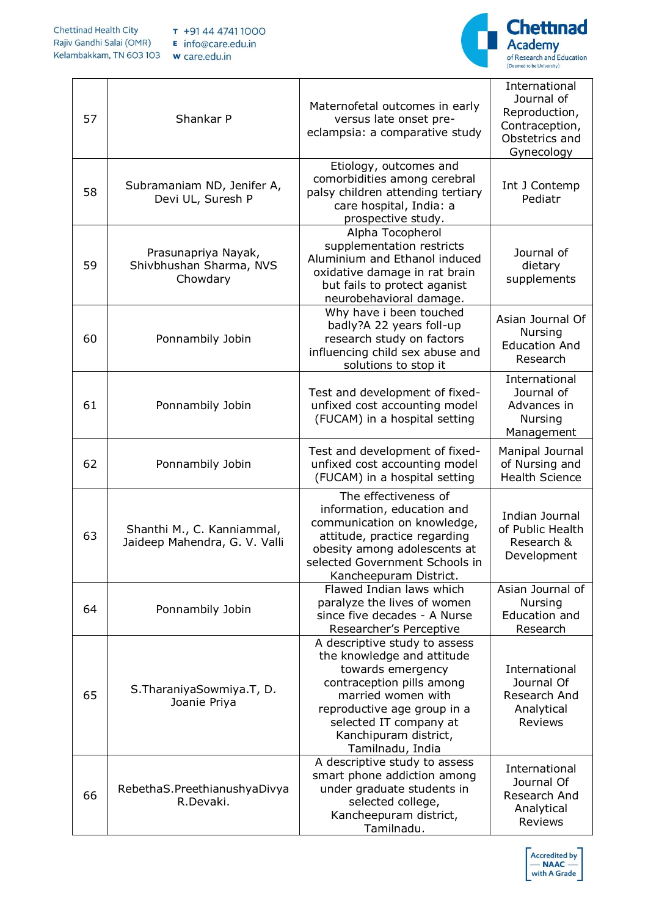| 57 | Shankar P | Maternofetal outcomes in early versus late onset pre-eclampsia: a comparative study | International Journal of Reproduction, Contraception, Obstetrics and Gynecology |
|---|---|---|---|
| 58 | Subramaniam ND, Jenifer A, Devi UL, Suresh P | Etiology, outcomes and comorbidities among cerebral palsy children attending tertiary care hospital, India: a prospective study. | Int J Contemp Pediatr |
| 59 | Prasunapriya Nayak, Shivbhushan Sharma, NVS Chowdary | Alpha Tocopherol supplementation restricts Aluminium and Ethanol induced oxidative damage in rat brain but fails to protect aganist neurobehavioral damage. | Journal of dietary supplements |
| 60 | Ponnambily Jobin | Why have i been touched badly?A 22 years foll-up research study on factors influencing child sex abuse and solutions to stop it | Asian Journal Of Nursing Education And Research |
| 61 | Ponnambily Jobin | Test and development of fixed-unfixed cost accounting model (FUCAM) in a hospital setting | International Journal of Advances in Nursing Management |
| 62 | Ponnambily Jobin | Test and development of fixed-unfixed cost accounting model (FUCAM) in a hospital setting | Manipal Journal of Nursing and Health Science |
| 63 | Shanthi M., C. Kanniammal, Jaideep Mahendra, G. V. Valli | The effectiveness of information, education and communication on knowledge, attitude, practice regarding obesity among adolescents at selected Government Schools in Kancheepuram District. | Indian Journal of Public Health Research & Development |
| 64 | Ponnambily Jobin | Flawed Indian laws which paralyze the lives of women since five decades - A Nurse Researcher's Perceptive | Asian Journal of Nursing Education and Research |
| 65 | S.TharaniyaSowmiya.T, D. Joanie Priya | A descriptive study to assess the knowledge and attitude towards emergency contraception pills among married women with reproductive age group in a selected IT company at Kanchipuram district, Tamilnadu, India | International Journal Of Research And Analytical Reviews |
| 66 | RebethaS.PreethianushyaDivya R.Devaki. | A descriptive study to assess smart phone addiction among under graduate students in selected college, Kancheepuram district, Tamilnadu. | International Journal Of Research And Analytical Reviews |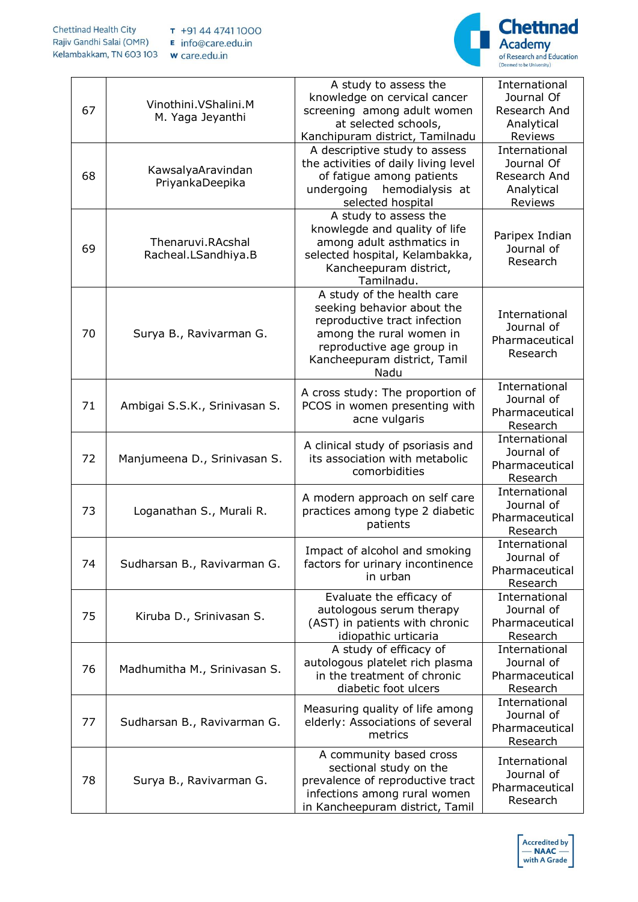| 67 | Vinothini.VShalini.M M. Yaga Jeyanthi | A study to assess the knowledge on cervical cancer screening among adult women at selected schools, Kanchipuram district, Tamilnadu | International Journal Of Research And Analytical Reviews |
|---|---|---|---|
| 68 | KawsalyaAravindan PriyankaDeepika | A descriptive study to assess the activities of daily living level of fatigue among patients undergoing hemodialysis at selected hospital | International Journal Of Research And Analytical Reviews |
| 69 | Thenaruvi.RAcshal Racheal.LSandhiya.B | A study to assess the knowlegde and quality of life among adult asthmatics in selected hospital, Kelambakka, Kancheepuram district, Tamilnadu. | Paripex Indian Journal of Research |
| 70 | Surya B., Ravivarman G. | A study of the health care seeking behavior about the reproductive tract infection among the rural women in reproductive age group in Kancheepuram district, Tamil Nadu | International Journal of Pharmaceutical Research |
| 71 | Ambigai S.S.K., Srinivasan S. | A cross study: The proportion of PCOS in women presenting with acne vulgaris | International Journal of Pharmaceutical Research |
| 72 | Manjumeena D., Srinivasan S. | A clinical study of psoriasis and its association with metabolic comorbidities | International Journal of Pharmaceutical Research |
| 73 | Loganathan S., Murali R. | A modern approach on self care practices among type 2 diabetic patients | International Journal of Pharmaceutical Research |
| 74 | Sudharsan B., Ravivarman G. | Impact of alcohol and smoking factors for urinary incontinence in urban | International Journal of Pharmaceutical Research |
| 75 | Kiruba D., Srinivasan S. | Evaluate the efficacy of autologous serum therapy (AST) in patients with chronic idiopathic urticaria | International Journal of Pharmaceutical Research |
| 76 | Madhumitha M., Srinivasan S. | A study of efficacy of autologous platelet rich plasma in the treatment of chronic diabetic foot ulcers | International Journal of Pharmaceutical Research |
| 77 | Sudharsan B., Ravivarman G. | Measuring quality of life among elderly: Associations of several metrics | International Journal of Pharmaceutical Research |
| 78 | Surya B., Ravivarman G. | A community based cross sectional study on the prevalence of reproductive tract infections among rural women in Kancheepuram district, Tamil | International Journal of Pharmaceutical Research |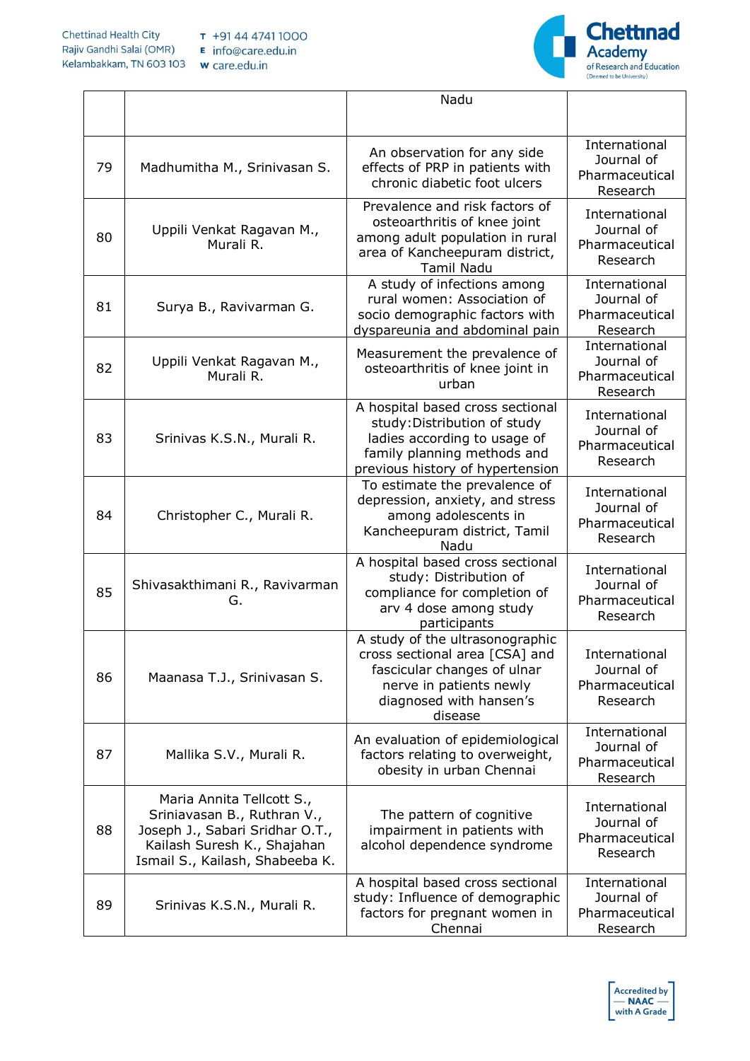|  |  | Nadu |  |
|---|---|---|---|
| 79 | Madhumitha M., Srinivasan S. | An observation for any side effects of PRP in patients with chronic diabetic foot ulcers | International Journal of Pharmaceutical Research |
| 80 | Uppili Venkat Ragavan M., Murali R. | Prevalence and risk factors of osteoarthritis of knee joint among adult population in rural area of Kancheepuram district, Tamil Nadu | International Journal of Pharmaceutical Research |
| 81 | Surya B., Ravivarman G. | A study of infections among rural women: Association of socio demographic factors with dyspareunia and abdominal pain | International Journal of Pharmaceutical Research |
| 82 | Uppili Venkat Ragavan M., Murali R. | Measurement the prevalence of osteoarthritis of knee joint in urban | International Journal of Pharmaceutical Research |
| 83 | Srinivas K.S.N., Murali R. | A hospital based cross sectional study:Distribution of study ladies according to usage of family planning methods and previous history of hypertension | International Journal of Pharmaceutical Research |
| 84 | Christopher C., Murali R. | To estimate the prevalence of depression, anxiety, and stress among adolescents in Kancheepuram district, Tamil Nadu | International Journal of Pharmaceutical Research |
| 85 | Shivasakthimani R., Ravivarman G. | A hospital based cross sectional study: Distribution of compliance for completion of arv 4 dose among study participants | International Journal of Pharmaceutical Research |
| 86 | Maanasa T.J., Srinivasan S. | A study of the ultrasonographic cross sectional area [CSA] and fascicular changes of ulnar nerve in patients newly diagnosed with hansen's disease | International Journal of Pharmaceutical Research |
| 87 | Mallika S.V., Murali R. | An evaluation of epidemiological factors relating to overweight, obesity in urban Chennai | International Journal of Pharmaceutical Research |
| 88 | Maria Annita Tellcott S., Sriniavasan B., Ruthran V., Joseph J., Sabari Sridhar O.T., Kailash Suresh K., Shajahan Ismail S., Kailash, Shabeeba K. | The pattern of cognitive impairment in patients with alcohol dependence syndrome | International Journal of Pharmaceutical Research |
| 89 | Srinivas K.S.N., Murali R. | A hospital based cross sectional study: Influence of demographic factors for pregnant women in Chennai | International Journal of Pharmaceutical Research |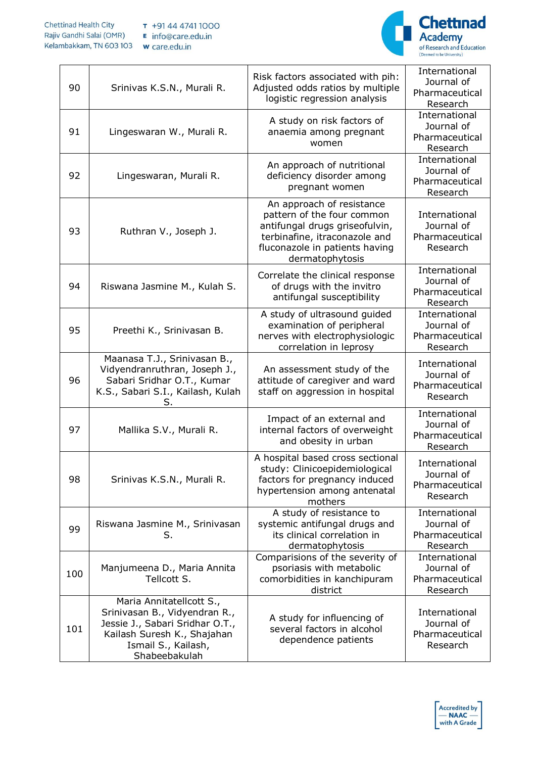| 90 | Srinivas K.S.N., Murali R. | Risk factors associated with pih: Adjusted odds ratios by multiple logistic regression analysis | International Journal of Pharmaceutical Research |
|---|---|---|---|
| 91 | Lingeswaran W., Murali R. | A study on risk factors of anaemia among pregnant women | International Journal of Pharmaceutical Research |
| 92 | Lingeswaran, Murali R. | An approach of nutritional deficiency disorder among pregnant women | International Journal of Pharmaceutical Research |
| 93 | Ruthran V., Joseph J. | An approach of resistance pattern of the four common antifungal drugs griseofulvin, terbinafine, itraconazole and fluconazole in patients having dermatophytosis | International Journal of Pharmaceutical Research |
| 94 | Riswana Jasmine M., Kulah S. | Correlate the clinical response of drugs with the invitro antifungal susceptibility | International Journal of Pharmaceutical Research |
| 95 | Preethi K., Srinivasan B. | A study of ultrasound guided examination of peripheral nerves with electrophysiologic correlation in leprosy | International Journal of Pharmaceutical Research |
| 96 | Maanasa T.J., Srinivasan B., Vidyendranruthran, Joseph J., Sabari Sridhar O.T., Kumar K.S., Sabari S.I., Kailash, Kulah S. | An assessment study of the attitude of caregiver and ward staff on aggression in hospital | International Journal of Pharmaceutical Research |
| 97 | Mallika S.V., Murali R. | Impact of an external and internal factors of overweight and obesity in urban | International Journal of Pharmaceutical Research |
| 98 | Srinivas K.S.N., Murali R. | A hospital based cross sectional study: Clinicoepidemiological factors for pregnancy induced hypertension among antenatal mothers | International Journal of Pharmaceutical Research |
| 99 | Riswana Jasmine M., Srinivasan S. | A study of resistance to systemic antifungal drugs and its clinical correlation in dermatophytosis | International Journal of Pharmaceutical Research |
| 100 | Manjumeena D., Maria Annita Tellcott S. | Comparisions of the severity of psoriasis with metabolic comorbidities in kanchipuram district | International Journal of Pharmaceutical Research |
| 101 | Maria Annitatellcott S., Srinivasan B., Vidyendran R., Jessie J., Sabari Sridhar O.T., Kailash Suresh K., Shajahan Ismail S., Kailash, Shabeebakulah | A study for influencing of several factors in alcohol dependence patients | International Journal of Pharmaceutical Research |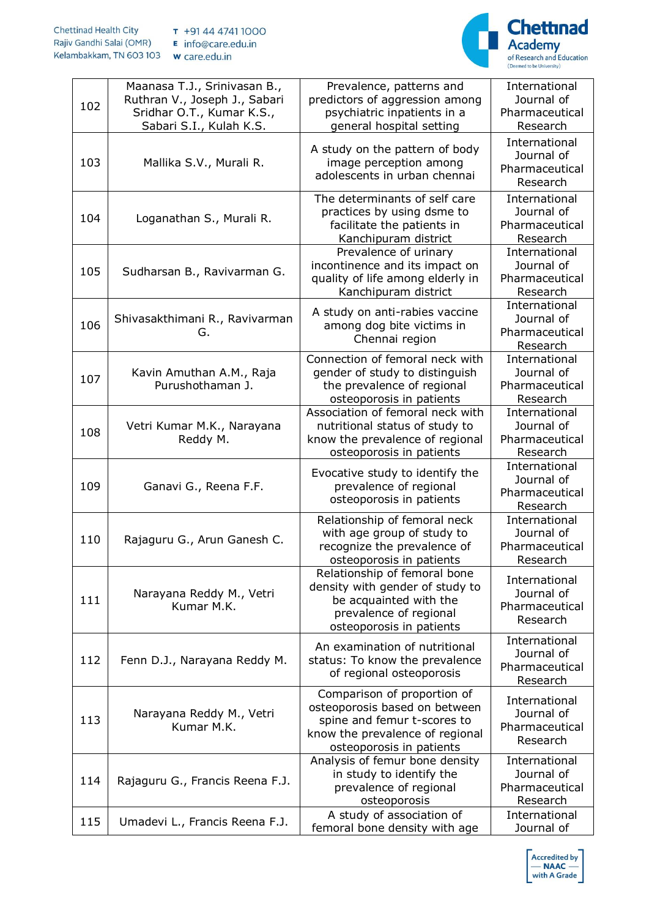| 102 | Maanasa T.J., Srinivasan B., Ruthran V., Joseph J., Sabari Sridhar O.T., Kumar K.S., Sabari S.I., Kulah K.S. | Prevalence, patterns and predictors of aggression among psychiatric inpatients in a general hospital setting | International Journal of Pharmaceutical Research |
|---|---|---|---|
| 103 | Mallika S.V., Murali R. | A study on the pattern of body image perception among adolescents in urban chennai | International Journal of Pharmaceutical Research |
| 104 | Loganathan S., Murali R. | The determinants of self care practices by using dsme to facilitate the patients in Kanchipuram district | International Journal of Pharmaceutical Research |
| 105 | Sudharsan B., Ravivarman G. | Prevalence of urinary incontinence and its impact on quality of life among elderly in Kanchipuram district | International Journal of Pharmaceutical Research |
| 106 | Shivasakthimani R., Ravivarman G. | A study on anti-rabies vaccine among dog bite victims in Chennai region | International Journal of Pharmaceutical Research |
| 107 | Kavin Amuthan A.M., Raja Purushothaman J. | Connection of femoral neck with gender of study to distinguish the prevalence of regional osteoporosis in patients | International Journal of Pharmaceutical Research |
| 108 | Vetri Kumar M.K., Narayana Reddy M. | Association of femoral neck with nutritional status of study to know the prevalence of regional osteoporosis in patients | International Journal of Pharmaceutical Research |
| 109 | Ganavi G., Reena F.F. | Evocative study to identify the prevalence of regional osteoporosis in patients | International Journal of Pharmaceutical Research |
| 110 | Rajaguru G., Arun Ganesh C. | Relationship of femoral neck with age group of study to recognize the prevalence of osteoporosis in patients | International Journal of Pharmaceutical Research |
| 111 | Narayana Reddy M., Vetri Kumar M.K. | Relationship of femoral bone density with gender of study to be acquainted with the prevalence of regional osteoporosis in patients | International Journal of Pharmaceutical Research |
| 112 | Fenn D.J., Narayana Reddy M. | An examination of nutritional status: To know the prevalence of regional osteoporosis | International Journal of Pharmaceutical Research |
| 113 | Narayana Reddy M., Vetri Kumar M.K. | Comparison of proportion of osteoporosis based on between spine and femur t-scores to know the prevalence of regional osteoporosis in patients | International Journal of Pharmaceutical Research |
| 114 | Rajaguru G., Francis Reena F.J. | Analysis of femur bone density in study to identify the prevalence of regional osteoporosis | International Journal of Pharmaceutical Research |
| 115 | Umadevi L., Francis Reena F.J. | A study of association of femoral bone density with age | International Journal of |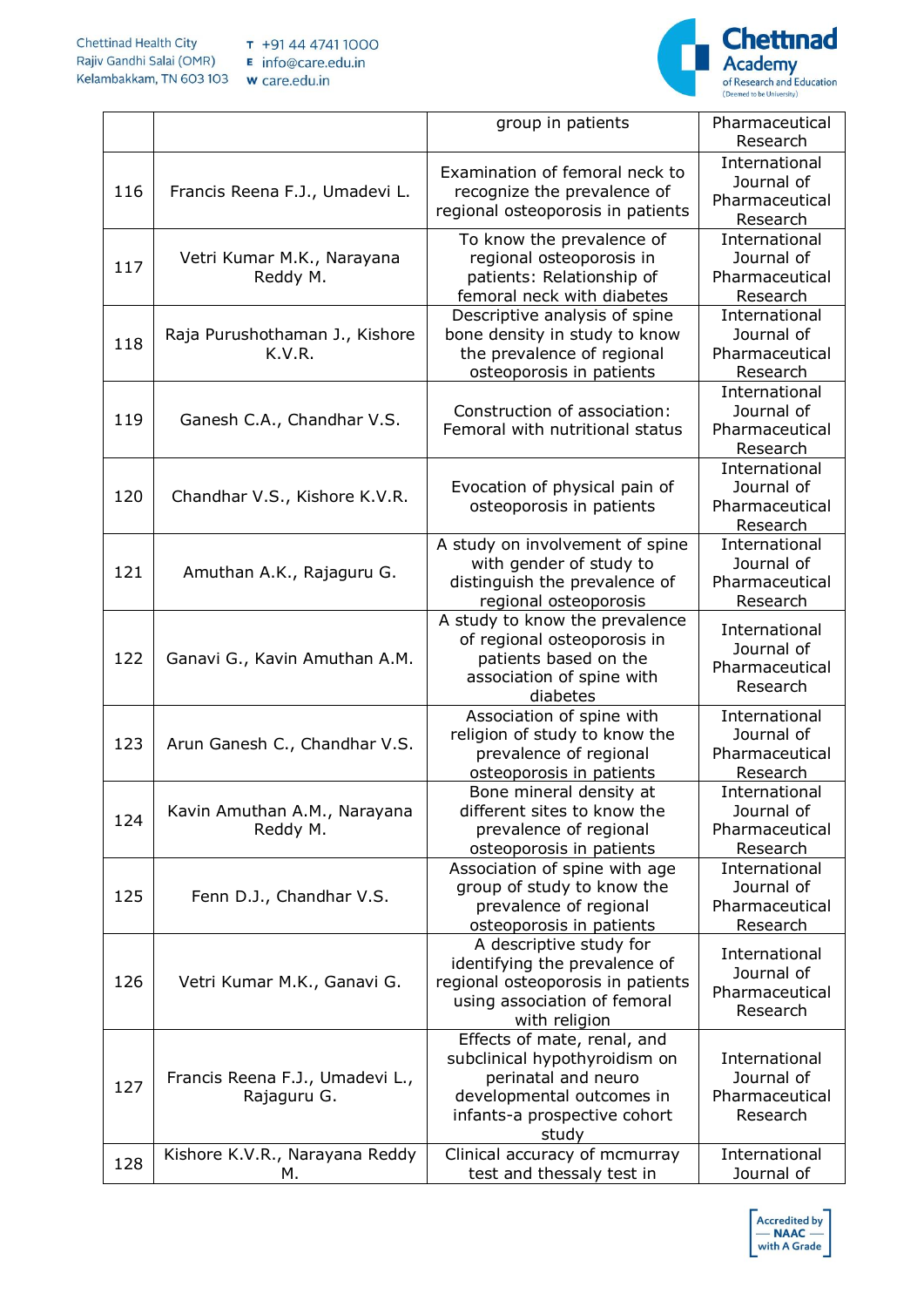| | | | |
|---|---|---|---|
| | | group in patients | Pharmaceutical Research |
| 116 | Francis Reena F.J., Umadevi L. | Examination of femoral neck to recognize the prevalence of regional osteoporosis in patients | International Journal of Pharmaceutical Research |
| 117 | Vetri Kumar M.K., Narayana Reddy M. | To know the prevalence of regional osteoporosis in patients: Relationship of femoral neck with diabetes | International Journal of Pharmaceutical Research |
| 118 | Raja Purushothaman J., Kishore K.V.R. | Descriptive analysis of spine bone density in study to know the prevalence of regional osteoporosis in patients | International Journal of Pharmaceutical Research |
| 119 | Ganesh C.A., Chandhar V.S. | Construction of association: Femoral with nutritional status | International Journal of Pharmaceutical Research |
| 120 | Chandhar V.S., Kishore K.V.R. | Evocation of physical pain of osteoporosis in patients | International Journal of Pharmaceutical Research |
| 121 | Amuthan A.K., Rajaguru G. | A study on involvement of spine with gender of study to distinguish the prevalence of regional osteoporosis | International Journal of Pharmaceutical Research |
| 122 | Ganavi G., Kavin Amuthan A.M. | A study to know the prevalence of regional osteoporosis in patients based on the association of spine with diabetes | International Journal of Pharmaceutical Research |
| 123 | Arun Ganesh C., Chandhar V.S. | Association of spine with religion of study to know the prevalence of regional osteoporosis in patients | International Journal of Pharmaceutical Research |
| 124 | Kavin Amuthan A.M., Narayana Reddy M. | Bone mineral density at different sites to know the prevalence of regional osteoporosis in patients | International Journal of Pharmaceutical Research |
| 125 | Fenn D.J., Chandhar V.S. | Association of spine with age group of study to know the prevalence of regional osteoporosis in patients | International Journal of Pharmaceutical Research |
| 126 | Vetri Kumar M.K., Ganavi G. | A descriptive study for identifying the prevalence of regional osteoporosis in patients using association of femoral with religion | International Journal of Pharmaceutical Research |
| 127 | Francis Reena F.J., Umadevi L., Rajaguru G. | Effects of mate, renal, and subclinical hypothyroidism on perinatal and neuro developmental outcomes in infants-a prospective cohort study | International Journal of Pharmaceutical Research |
| 128 | Kishore K.V.R., Narayana Reddy M. | Clinical accuracy of mcmurray test and thessaly test in | International Journal of |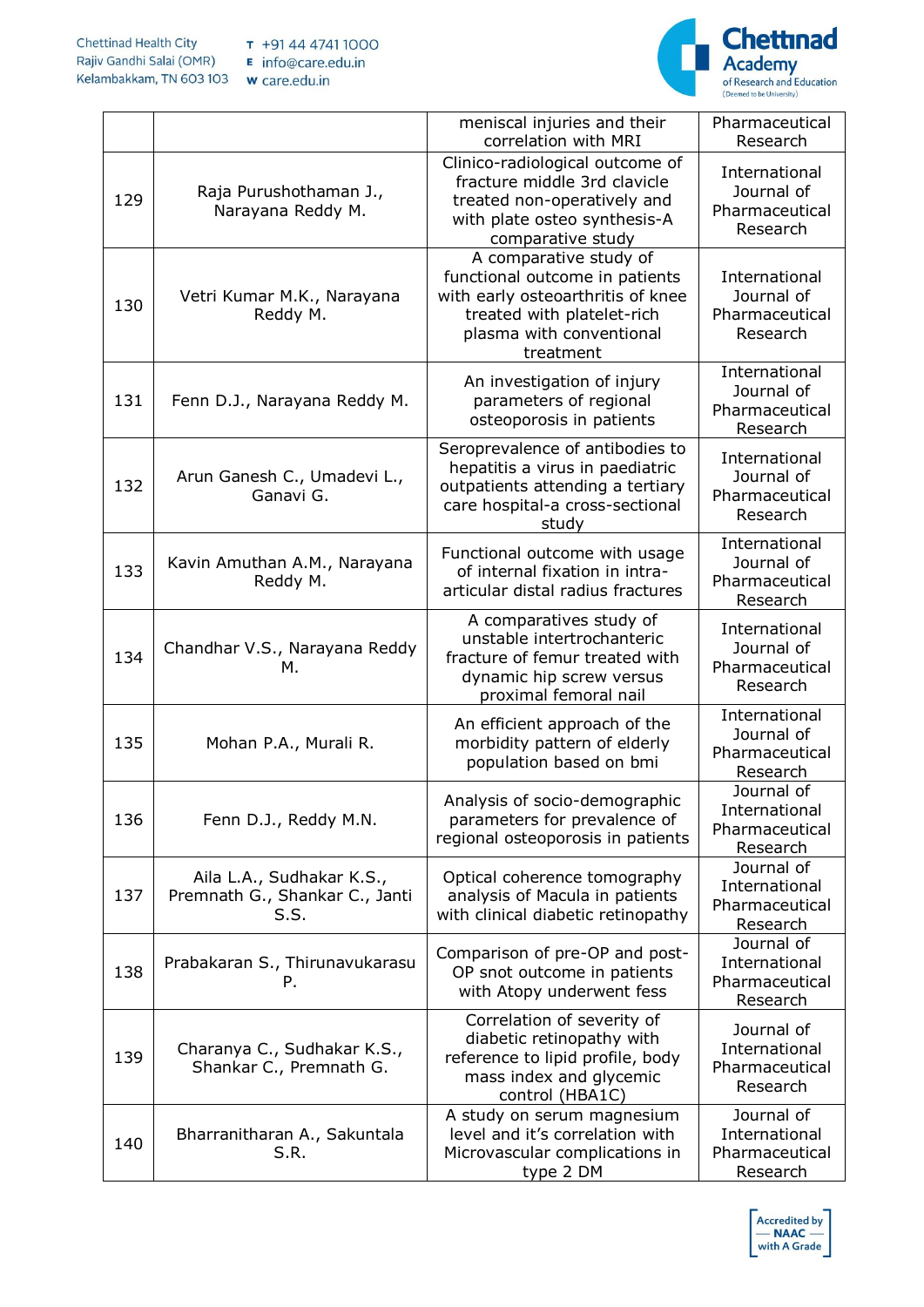|  |  | meniscal injuries and their correlation with MRI | Pharmaceutical Research |
|---|---|---|---|
| 129 | Raja Purushothaman J., Narayana Reddy M. | Clinico-radiological outcome of fracture middle 3rd clavicle treated non-operatively and with plate osteo synthesis-A comparative study | International Journal of Pharmaceutical Research |
| 130 | Vetri Kumar M.K., Narayana Reddy M. | A comparative study of functional outcome in patients with early osteoarthritis of knee treated with platelet-rich plasma with conventional treatment | International Journal of Pharmaceutical Research |
| 131 | Fenn D.J., Narayana Reddy M. | An investigation of injury parameters of regional osteoporosis in patients | International Journal of Pharmaceutical Research |
| 132 | Arun Ganesh C., Umadevi L., Ganavi G. | Seroprevalence of antibodies to hepatitis a virus in paediatric outpatients attending a tertiary care hospital-a cross-sectional study | International Journal of Pharmaceutical Research |
| 133 | Kavin Amuthan A.M., Narayana Reddy M. | Functional outcome with usage of internal fixation in intra-articular distal radius fractures | International Journal of Pharmaceutical Research |
| 134 | Chandhar V.S., Narayana Reddy M. | A comparatives study of unstable intertrochanteric fracture of femur treated with dynamic hip screw versus proximal femoral nail | International Journal of Pharmaceutical Research |
| 135 | Mohan P.A., Murali R. | An efficient approach of the morbidity pattern of elderly population based on bmi | International Journal of Pharmaceutical Research |
| 136 | Fenn D.J., Reddy M.N. | Analysis of socio-demographic parameters for prevalence of regional osteoporosis in patients | Journal of International Pharmaceutical Research |
| 137 | Aila L.A., Sudhakar K.S., Premnath G., Shankar C., Janti S.S. | Optical coherence tomography analysis of Macula in patients with clinical diabetic retinopathy | Journal of International Pharmaceutical Research |
| 138 | Prabakaran S., Thirunavukarasu P. | Comparison of pre-OP and post-OP snot outcome in patients with Atopy underwent fess | Journal of International Pharmaceutical Research |
| 139 | Charanya C., Sudhakar K.S., Shankar C., Premnath G. | Correlation of severity of diabetic retinopathy with reference to lipid profile, body mass index and glycemic control (HBA1C) | Journal of International Pharmaceutical Research |
| 140 | Bharranitharan A., Sakuntala S.R. | A study on serum magnesium level and it's correlation with Microvascular complications in type 2 DM | Journal of International Pharmaceutical Research |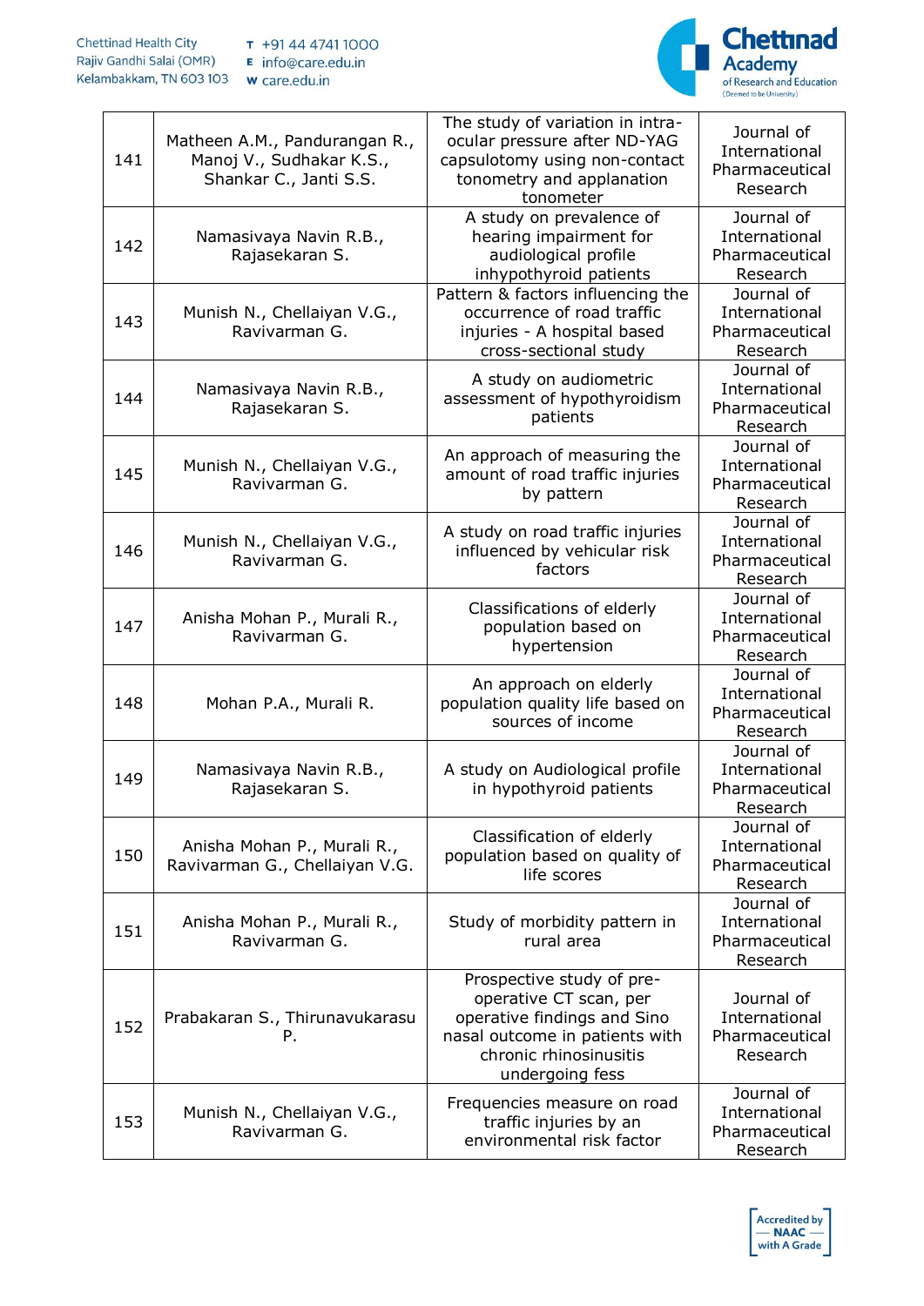| 141 | Matheen A.M., Pandurangan R., Manoj V., Sudhakar K.S., Shankar C., Janti S.S. | The study of variation in intra-ocular pressure after ND-YAG capsulotomy using non-contact tonometry and applanation tonometer | Journal of International Pharmaceutical Research |
|---|---|---|---|
| 142 | Namasivaya Navin R.B., Rajasekaran S. | A study on prevalence of hearing impairment for audiological profile inhypothyroid patients | Journal of International Pharmaceutical Research |
| 143 | Munish N., Chellaiyan V.G., Ravivarman G. | Pattern & factors influencing the occurrence of road traffic injuries - A hospital based cross-sectional study | Journal of International Pharmaceutical Research |
| 144 | Namasivaya Navin R.B., Rajasekaran S. | A study on audiometric assessment of hypothyroidism patients | Journal of International Pharmaceutical Research |
| 145 | Munish N., Chellaiyan V.G., Ravivarman G. | An approach of measuring the amount of road traffic injuries by pattern | Journal of International Pharmaceutical Research |
| 146 | Munish N., Chellaiyan V.G., Ravivarman G. | A study on road traffic injuries influenced by vehicular risk factors | Journal of International Pharmaceutical Research |
| 147 | Anisha Mohan P., Murali R., Ravivarman G. | Classifications of elderly population based on hypertension | Journal of International Pharmaceutical Research |
| 148 | Mohan P.A., Murali R. | An approach on elderly population quality life based on sources of income | Journal of International Pharmaceutical Research |
| 149 | Namasivaya Navin R.B., Rajasekaran S. | A study on Audiological profile in hypothyroid patients | Journal of International Pharmaceutical Research |
| 150 | Anisha Mohan P., Murali R., Ravivarman G., Chellaiyan V.G. | Classification of elderly population based on quality of life scores | Journal of International Pharmaceutical Research |
| 151 | Anisha Mohan P., Murali R., Ravivarman G. | Study of morbidity pattern in rural area | Journal of International Pharmaceutical Research |
| 152 | Prabakaran S., Thirunavukarasu P. | Prospective study of pre-operative CT scan, per operative findings and Sino nasal outcome in patients with chronic rhinosinusitis undergoing fess | Journal of International Pharmaceutical Research |
| 153 | Munish N., Chellaiyan V.G., Ravivarman G. | Frequencies measure on road traffic injuries by an environmental risk factor | Journal of International Pharmaceutical Research |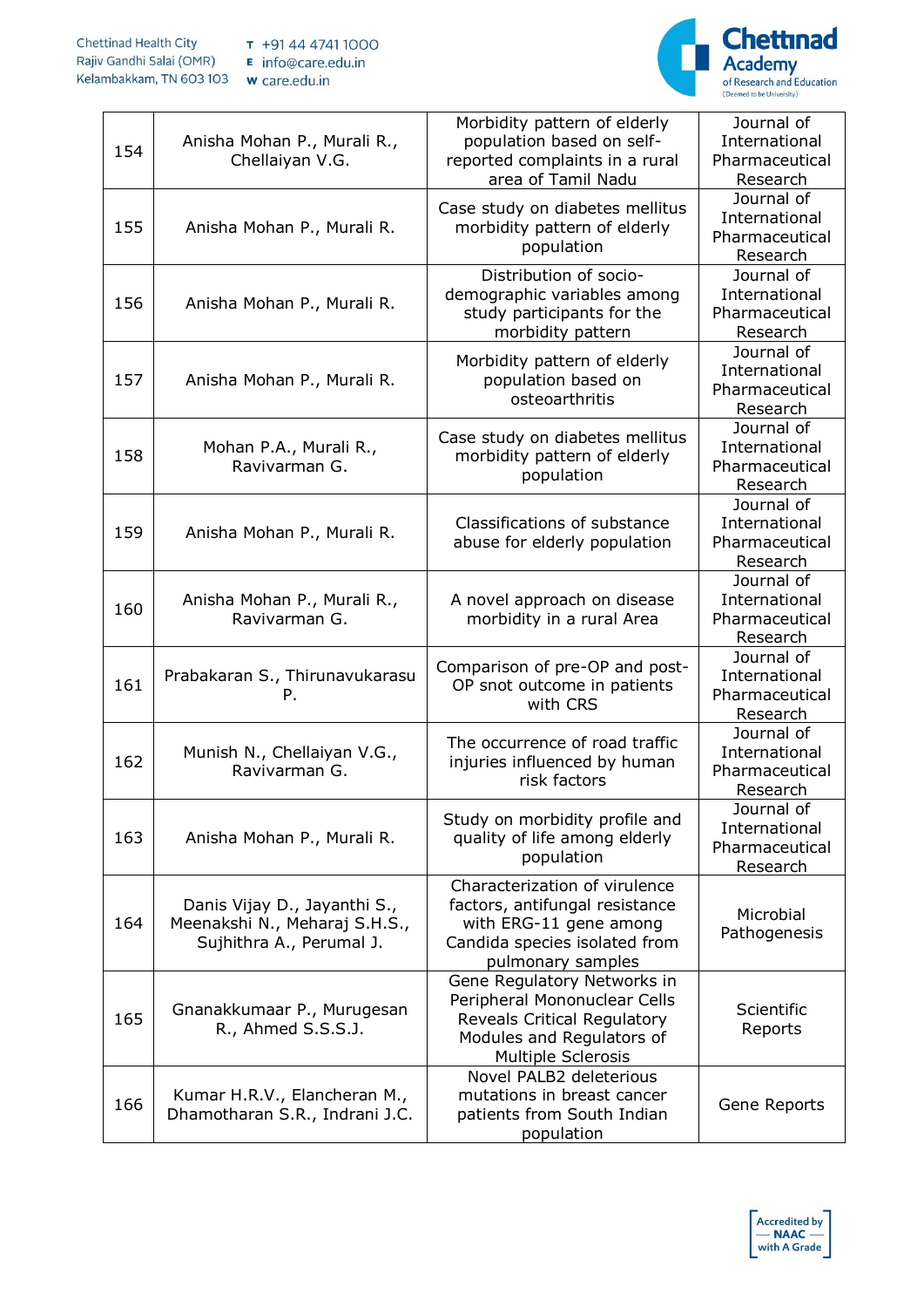| 154 | Anisha Mohan P., Murali R., Chellaiyan V.G. | Morbidity pattern of elderly population based on self-reported complaints in a rural area of Tamil Nadu | Journal of International Pharmaceutical Research |
|---|---|---|---|
| 155 | Anisha Mohan P., Murali R. | Case study on diabetes mellitus morbidity pattern of elderly population | Journal of International Pharmaceutical Research |
| 156 | Anisha Mohan P., Murali R. | Distribution of socio-demographic variables among study participants for the morbidity pattern | Journal of International Pharmaceutical Research |
| 157 | Anisha Mohan P., Murali R. | Morbidity pattern of elderly population based on osteoarthritis | Journal of International Pharmaceutical Research |
| 158 | Mohan P.A., Murali R., Ravivarman G. | Case study on diabetes mellitus morbidity pattern of elderly population | Journal of International Pharmaceutical Research |
| 159 | Anisha Mohan P., Murali R. | Classifications of substance abuse for elderly population | Journal of International Pharmaceutical Research |
| 160 | Anisha Mohan P., Murali R., Ravivarman G. | A novel approach on disease morbidity in a rural Area | Journal of International Pharmaceutical Research |
| 161 | Prabakaran S., Thirunavukarasu P. | Comparison of pre-OP and post-OP snot outcome in patients with CRS | Journal of International Pharmaceutical Research |
| 162 | Munish N., Chellaiyan V.G., Ravivarman G. | The occurrence of road traffic injuries influenced by human risk factors | Journal of International Pharmaceutical Research |
| 163 | Anisha Mohan P., Murali R. | Study on morbidity profile and quality of life among elderly population | Journal of International Pharmaceutical Research |
| 164 | Danis Vijay D., Jayanthi S., Meenakshi N., Meharaj S.H.S., Sujhithra A., Perumal J. | Characterization of virulence factors, antifungal resistance with ERG-11 gene among Candida species isolated from pulmonary samples | Microbial Pathogenesis |
| 165 | Gnanakkumaar P., Murugesan R., Ahmed S.S.S.J. | Gene Regulatory Networks in Peripheral Mononuclear Cells Reveals Critical Regulatory Modules and Regulators of Multiple Sclerosis | Scientific Reports |
| 166 | Kumar H.R.V., Elancheran M., Dhamotharan S.R., Indrani J.C. | Novel PALB2 deleterious mutations in breast cancer patients from South Indian population | Gene Reports |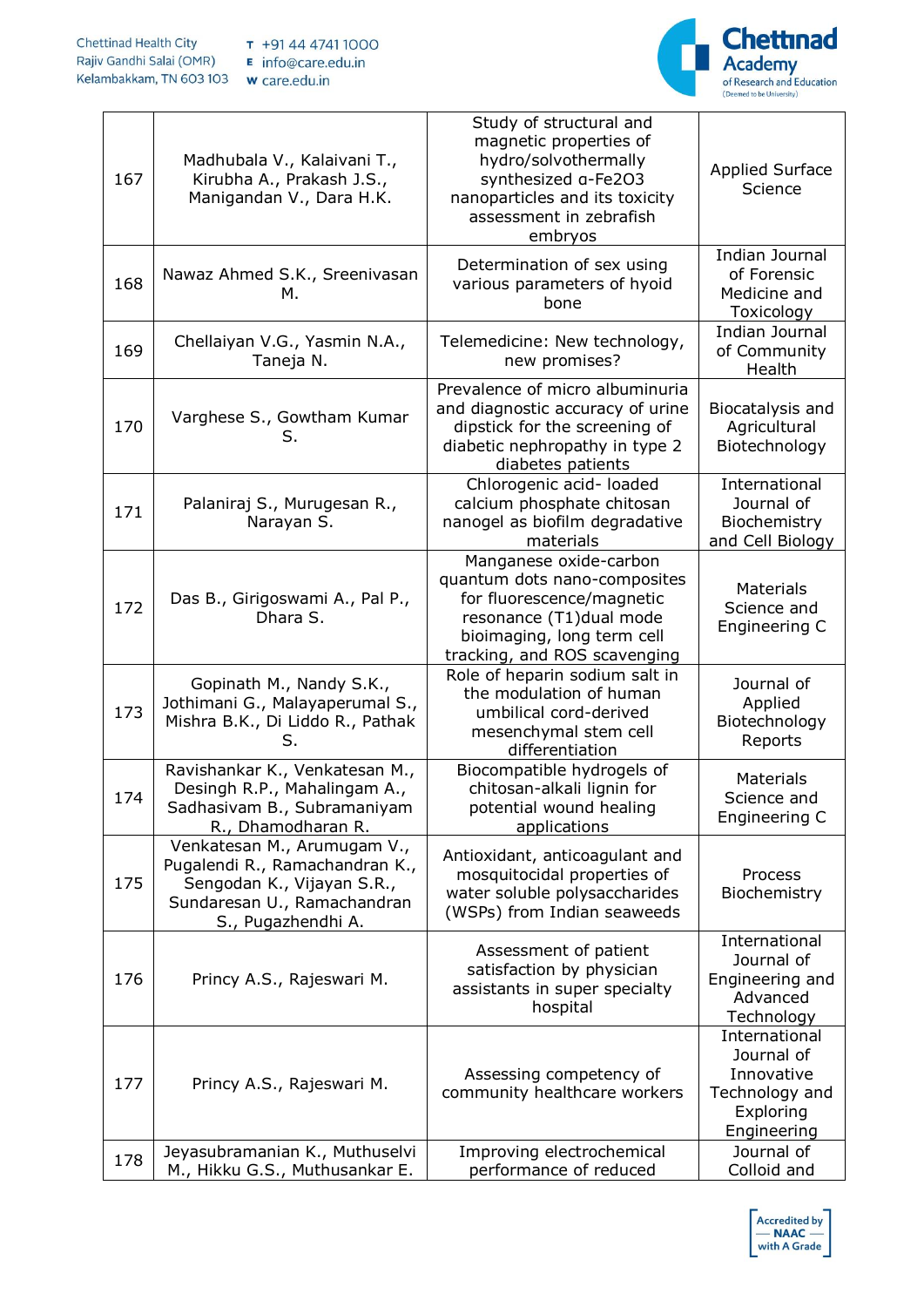| 167 | Madhubala V., Kalaivani T., Kirubha A., Prakash J.S., Manigandan V., Dara H.K. | Study of structural and magnetic properties of hydro/solvothermally synthesized α-$Fe_2O_3$ nanoparticles and its toxicity assessment in zebrafish embryos | Applied Surface Science |
|---|---|---|---|
| 168 | Nawaz Ahmed S.K., Sreenivasan M. | Determination of sex using various parameters of hyoid bone | Indian Journal of Forensic Medicine and Toxicology |
| 169 | Chellaiyan V.G., Yasmin N.A., Taneja N. | Telemedicine: New technology, new promises? | Indian Journal of Community Health |
| 170 | Varghese S., Gowtham Kumar S. | Prevalence of micro albuminuria and diagnostic accuracy of urine dipstick for the screening of diabetic nephropathy in type 2 diabetes patients | Biocatalysis and Agricultural Biotechnology |
| 171 | Palaniraj S., Murugesan R., Narayan S. | Chlorogenic acid- loaded calcium phosphate chitosan nanogel as biofilm degradative materials | International Journal of Biochemistry and Cell Biology |
| 172 | Das B., Girigoswami A., Pal P., Dhara S. | Manganese oxide-carbon quantum dots nano-composites for fluorescence/magnetic resonance (T1)dual mode bioimaging, long term cell tracking, and ROS scavenging | Materials Science and Engineering C |
| 173 | Gopinath M., Nandy S.K., Jothimani G., Malayaperumal S., Mishra B.K., Di Liddo R., Pathak S. | Role of heparin sodium salt in the modulation of human umbilical cord-derived mesenchymal stem cell differentiation | Journal of Applied Biotechnology Reports |
| 174 | Ravishankar K., Venkatesan M., Desingh R.P., Mahalingam A., Sadhasivam B., Subramaniyam R., Dhamodharan R. | Biocompatible hydrogels of chitosan-alkali lignin for potential wound healing applications | Materials Science and Engineering C |
| 175 | Venkatesan M., Arumugam V., Pugalendi R., Ramachandran K., Sengodan K., Vijayan S.R., Sundaresan U., Ramachandran S., Pugazhendhi A. | Antioxidant, anticoagulant and mosquitocidal properties of water soluble polysaccharides (WSPs) from Indian seaweeds | Process Biochemistry |
| 176 | Princy A.S., Rajeswari M. | Assessment of patient satisfaction by physician assistants in super specialty hospital | International Journal of Engineering and Advanced Technology |
| 177 | Princy A.S., Rajeswari M. | Assessing competency of community healthcare workers | International Journal of Innovative Technology and Exploring Engineering |
| 178 | Jeyasubramanian K., Muthuselvi M., Hikku G.S., Muthusankar E. | Improving electrochemical performance of reduced | Journal of Colloid and |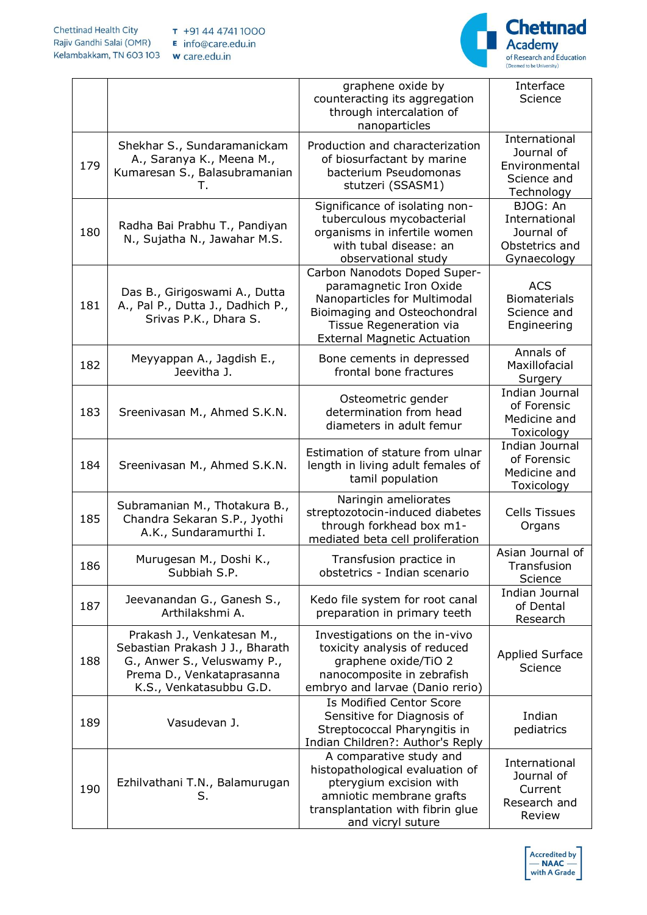|  |  | graphene oxide by counteracting its aggregation through intercalation of nanoparticles | Interface Science |
|---|---|---|---|
| 179 | Shekhar S., Sundaramanickam A., Saranya K., Meena M., Kumaresan S., Balasubramanian T. | Production and characterization of biosurfactant by marine bacterium Pseudomonas stutzeri (SSASM1) | International Journal of Environmental Science and Technology |
| 180 | Radha Bai Prabhu T., Pandiyan N., Sujatha N., Jawahar M.S. | Significance of isolating non-tuberculous mycobacterial organisms in infertile women with tubal disease: an observational study | BJOG: An International Journal of Obstetrics and Gynaecology |
| 181 | Das B., Girigoswami A., Dutta A., Pal P., Dutta J., Dadhich P., Srivas P.K., Dhara S. | Carbon Nanodots Doped Super-paramagnetic Iron Oxide Nanoparticles for Multimodal Bioimaging and Osteochondral Tissue Regeneration via External Magnetic Actuation | ACS Biomaterials Science and Engineering |
| 182 | Meyyappan A., Jagdish E., Jeevitha J. | Bone cements in depressed frontal bone fractures | Annals of Maxillofacial Surgery |
| 183 | Sreenivasan M., Ahmed S.K.N. | Osteometric gender determination from head diameters in adult femur | Indian Journal of Forensic Medicine and Toxicology |
| 184 | Sreenivasan M., Ahmed S.K.N. | Estimation of stature from ulnar length in living adult females of tamil population | Indian Journal of Forensic Medicine and Toxicology |
| 185 | Subramanian M., Thotakura B., Chandra Sekaran S.P., Jyothi A.K., Sundaramurthi I. | Naringin ameliorates streptozotocin-induced diabetes through forkhead box m1-mediated beta cell proliferation | Cells Tissues Organs |
| 186 | Murugesan M., Doshi K., Subbiah S.P. | Transfusion practice in obstetrics - Indian scenario | Asian Journal of Transfusion Science |
| 187 | Jeevanandan G., Ganesh S., Arthilakshmi A. | Kedo file system for root canal preparation in primary teeth | Indian Journal of Dental Research |
| 188 | Prakash J., Venkatesan M., Sebastian Prakash J J., Bharath G., Anwer S., Veluswamy P., Prema D., Venkataprasanna K.S., Venkatasubbu G.D. | Investigations on the in-vivo toxicity analysis of reduced graphene oxide/TiO 2 nanocomposite in zebrafish embryo and larvae (Danio rerio) | Applied Surface Science |
| 189 | Vasudevan J. | Is Modified Center Score Sensitive for Diagnosis of Streptococcal Pharyngitis in Indian Children?: Author's Reply | Indian pediatrics |
| 190 | Ezhilvathani T.N., Balamurugan S. | A comparative study and histopathological evaluation of pterygium excision with amniotic membrane grafts transplantation with fibrin glue and vicryl suture | International Journal of Current Research and Review |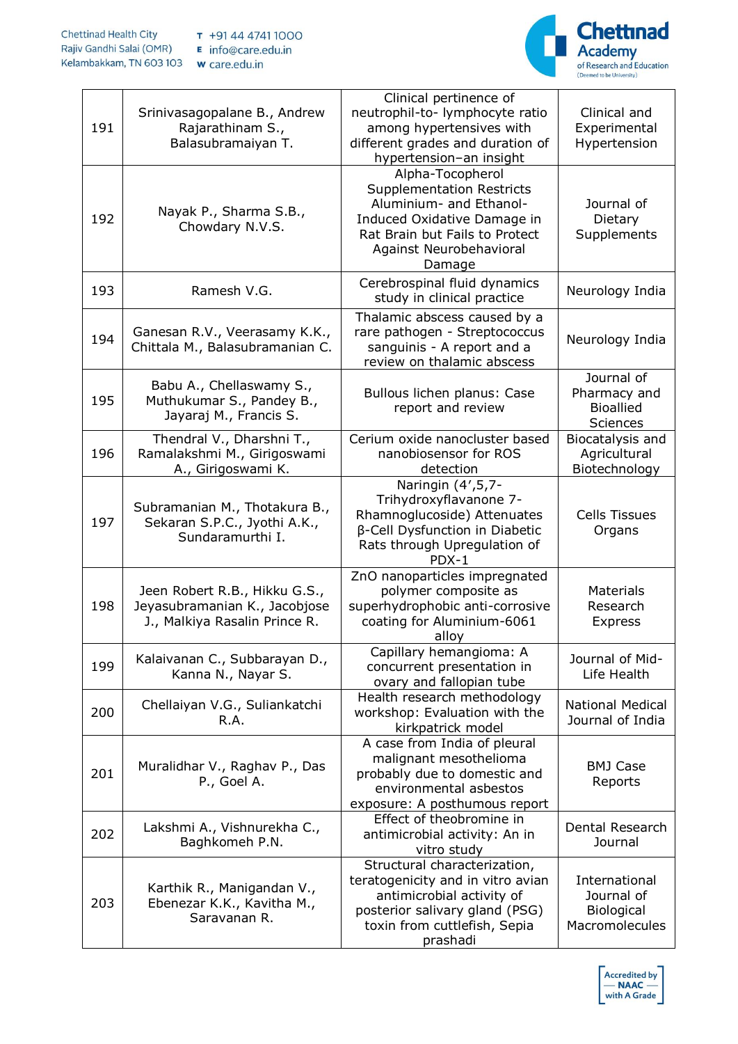| 191 | Srinivasagopalane B., Andrew Rajarathinam S., Balasubramaiyan T. | Clinical pertinence of neutrophil-to- lymphocyte ratio among hypertensives with different grades and duration of hypertension–an insight | Clinical and Experimental Hypertension |
|---|---|---|---|
| 192 | Nayak P., Sharma S.B., Chowdary N.V.S. | Alpha-Tocopherol Supplementation Restricts Aluminium- and Ethanol-Induced Oxidative Damage in Rat Brain but Fails to Protect Against Neurobehavioral Damage | Journal of Dietary Supplements |
| 193 | Ramesh V.G. | Cerebrospinal fluid dynamics study in clinical practice | Neurology India |
| 194 | Ganesan R.V., Veerasamy K.K., Chittala M., Balasubramanian C. | Thalamic abscess caused by a rare pathogen - Streptococcus sanguinis - A report and a review on thalamic abscess | Neurology India |
| 195 | Babu A., Chellaswamy S., Muthukumar S., Pandey B., Jayaraj M., Francis S. | Bullous lichen planus: Case report and review | Journal of Pharmacy and Bioallied Sciences |
| 196 | Thendral V., Dharshni T., Ramalakshmi M., Girigoswami A., Girigoswami K. | Cerium oxide nanocluster based nanobiosensor for ROS detection | Biocatalysis and Agricultural Biotechnology |
| 197 | Subramanian M., Thotakura B., Sekaran S.P.C., Jyothi A.K., Sundaramurthi I. | Naringin (4′,5,7-Trihydroxyflavanone 7-Rhamnoglucoside) Attenuates β-Cell Dysfunction in Diabetic Rats through Upregulation of PDX-1 | Cells Tissues Organs |
| 198 | Jeen Robert R.B., Hikku G.S., Jeyasubramanian K., Jacobjose J., Malkiya Rasalin Prince R. | ZnO nanoparticles impregnated polymer composite as superhydrophobic anti-corrosive coating for Aluminium-6061 alloy | Materials Research Express |
| 199 | Kalaivanan C., Subbarayan D., Kanna N., Nayar S. | Capillary hemangioma: A concurrent presentation in ovary and fallopian tube | Journal of Mid-Life Health |
| 200 | Chellaiyan V.G., Suliankatchi R.A. | Health research methodology workshop: Evaluation with the kirkpatrick model | National Medical Journal of India |
| 201 | Muralidhar V., Raghav P., Das P., Goel A. | A case from India of pleural malignant mesothelioma probably due to domestic and environmental asbestos exposure: A posthumous report | BMJ Case Reports |
| 202 | Lakshmi A., Vishnurekha C., Baghkomeh P.N. | Effect of theobromine in antimicrobial activity: An in vitro study | Dental Research Journal |
| 203 | Karthik R., Manigandan V., Ebenezar K.K., Kavitha M., Saravanan R. | Structural characterization, teratogenicity and in vitro avian antimicrobial activity of posterior salivary gland (PSG) toxin from cuttlefish, Sepia prashadi | International Journal of Biological Macromolecules |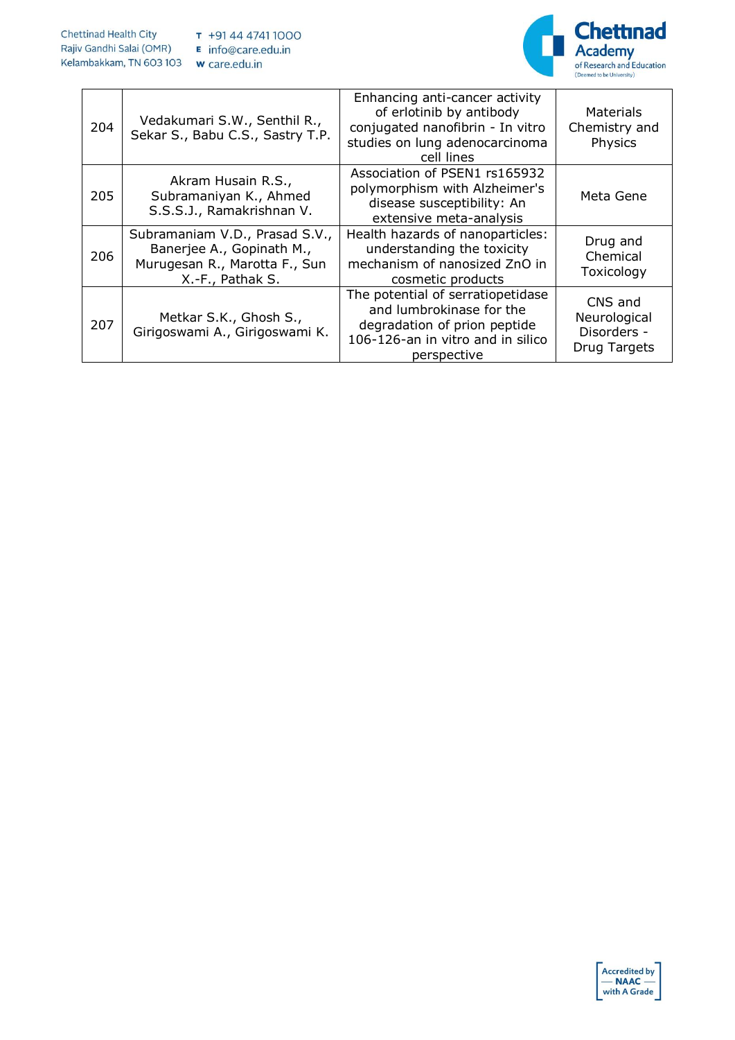| | | | |
|---|---|---|---|
| 204 | Vedakumari S.W., Senthil R., Sekar S., Babu C.S., Sastry T.P. | Enhancing anti-cancer activity of erlotinib by antibody conjugated nanofibrin - In vitro studies on lung adenocarcinoma cell lines | Materials Chemistry and Physics |
| 205 | Akram Husain R.S., Subramaniyan K., Ahmed S.S.S.J., Ramakrishnan V. | Association of PSEN1 rs165932 polymorphism with Alzheimer's disease susceptibility: An extensive meta-analysis | Meta Gene |
| 206 | Subramaniam V.D., Prasad S.V., Banerjee A., Gopinath M., Murugesan R., Marotta F., Sun X.-F., Pathak S. | Health hazards of nanoparticles: understanding the toxicity mechanism of nanosized ZnO in cosmetic products | Drug and Chemical Toxicology |
| 207 | Metkar S.K., Ghosh S., Girigoswami A., Girigoswami K. | The potential of serratiopetidase and lumbrokinase for the degradation of prion peptide 106-126-an in vitro and in silico perspective | CNS and Neurological Disorders - Drug Targets |